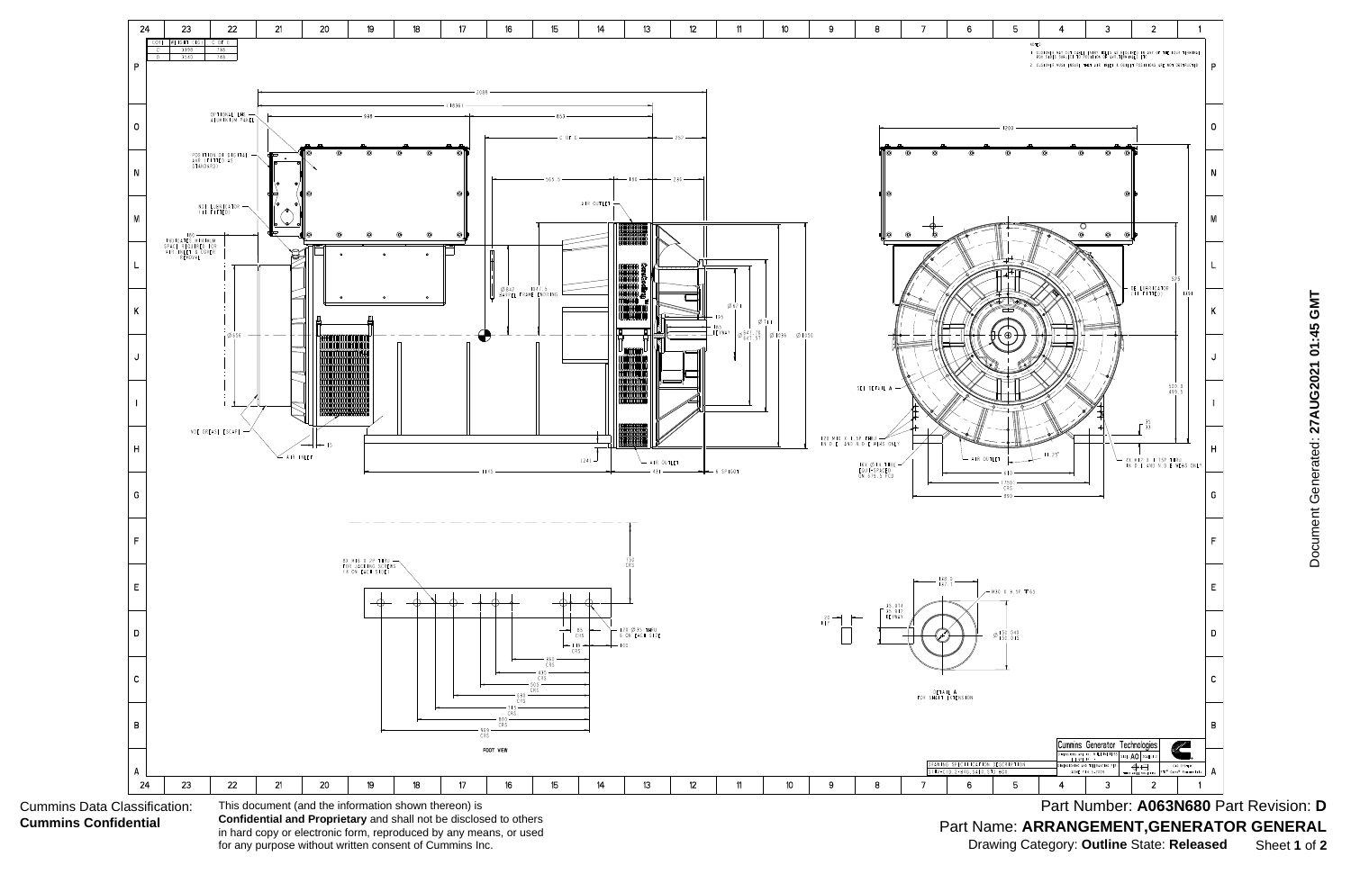| CORE | WEIGHT (KG) | C OF G |
|---|---|---|
| C | 3300 | 740 |
| D | 3540 | 748 |

NOTES:

1. CLEARANCE MUST BE MAINTAINED BEHIND AIR INLET AND OUTLET OF THE MACHINE (…) FOR SATISFACTORY VENTILATION OF THE MACHINE
2. CLEARANCE MUST BE (…)

OPTIONAL LHS AUXILIARY PANEL

POSITION OF OPTIONAL AVR (STANDARD)

NDE LUBRICATOR FILL (OPTION)

100 INDICATED MINIMUM SPACE REQUIRED FOR AIR INLET & COVER REMOVAL

NDE GREASE ESCAPE

AIR INLET

AIR OUTLET

Ø842 BARREL FRAME (NORMAL)

1047.5

2086

(1836)

980

853

C OF G

250

565.5

180

245

Ø656

Ø1086

Ø1150

Ø1111

Ø841.28 / Ø841.51

195

(241)

431

1115

6 SPIGOT

DE LUBRICATOR FILL (OPTION)

SEE DETAIL A

12X M10 X 1.5P THRU IN DE AND NDE HEADS ONLY

16X Ø14 THRU EQUI-SPACED ON 975.5 PCD

AIR OUTLET

11.25°

6X M10 X 1.5P THRU IN DE AND NDE HEADS ONLY

1200

585

1091

500.0 / 499.5

35 / 25

810

(750) CRS

850

8X M16 X 2P THRU FOR JACKING SCREWS (4 ON EACH SIDE)

8X Ø26 THRU (4 ON EACH SIDE)

FOOT VIEW

130 CRS

85 CRS

115 CRS

100

360 CRS

445 CRS

505 CRS

590 CRS

745 CRS

805 CRS

909 CRS

M20 X 2.5P ↧65

DETAIL A FOR SHAFT EXTENSION

Ø120.040 / Ø120.015

35.974 / 35.912 (KEYWAY)

20 / 19.6

168.0 / 167.7

Cummins Generator Technologies

DRAWING SPECIFICATION DESCRIPTION

Cummins Data Classification: **Cummins Confidential**

This document (and the information shown thereon) is **Confidential and Proprietary** and shall not be disclosed to others in hard copy or electronic form, reproduced by any means, or used for any purpose without written consent of Cummins Inc.

Part Number: **A063N680** Part Revision: **D**

Part Name: **ARRANGEMENT,GENERATOR GENERAL**

Drawing Category: **Outline** State: **Released**

Document Generated: **27AUG2021 01:45 GMT**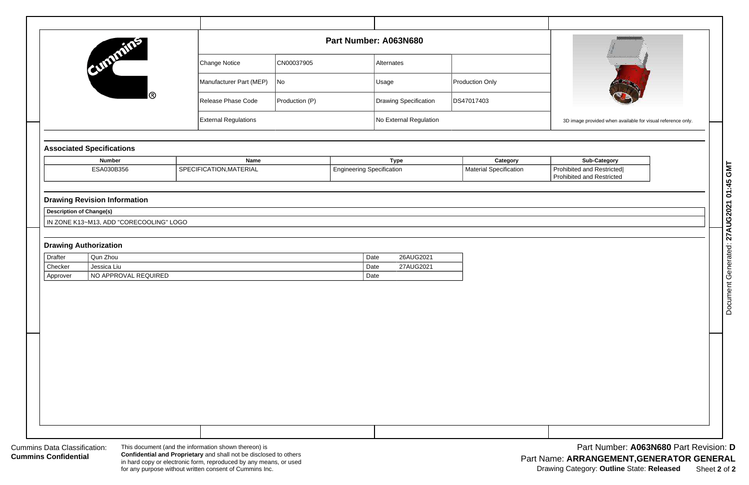## Part Number: A063N680

| | | | |
|---|---|---|---|
| Change Notice | CN00037905 | Alternates | |
| Manufacturer Part (MEP) | No | Usage | Production Only |
| Release Phase Code | Production (P) | Drawing Specification | DS47017403 |
| External Regulations | | No External Regulation | |

3D image provided when available for visual reference only.

### Associated Specifications

| Number | Name | Type | Category | Sub-Category |
|---|---|---|---|---|
| ESA030B356 | SPECIFICATION,MATERIAL | Engineering Specification | Material Specification | Prohibited and Restricted\| Prohibited and Restricted |

### Drawing Revision Information

| Description of Change(s) |
|---|
| IN ZONE K13~M13, ADD "CORECOOLING" LOGO |

### Drawing Authorization

| | | | |
|---|---|---|---|
| Drafter | Qun Zhou | Date | 26AUG2021 |
| Checker | Jessica Liu | Date | 27AUG2021 |
| Approver | NO APPROVAL REQUIRED | Date | |

Document Generated: **27AUG2021 01:45 GMT**

Cummins Data Classification:
**Cummins Confidential**

This document (and the information shown thereon) is **Confidential and Proprietary** and shall not be disclosed to others in hard copy or electronic form, reproduced by any means, or used for any purpose without written consent of Cummins Inc.

Part Number: **A063N680** Part Revision: **D**
Part Name: **ARRANGEMENT,GENERATOR GENERAL**
Drawing Category: **Outline** State: **Released** Sheet **2** of **2**